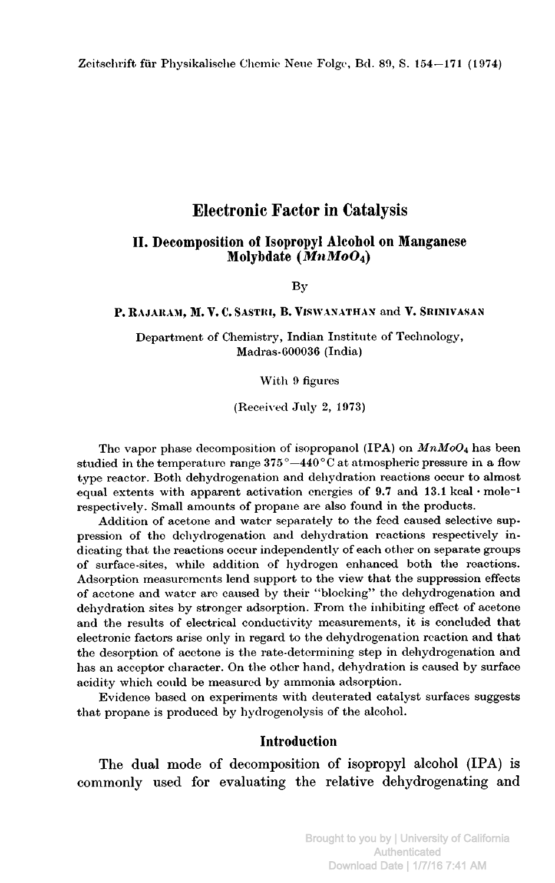# Electronic Factor in Catalysis

## II. Decomposition of Isopropyl Alcohol on Manganese Molybdate (*MnMoO*$_4$)

By

**P. Rajaram, M. V. C. Sastri, B. Viswanathan and V. Srinivasan**

Department of Chemistry, Indian Institute of Technology, Madras-600036 (India)

With 9 figures

(Received July 2, 1973)

The vapor phase decomposition of isopropanol (IPA) on $MnMoO_4$ has been studied in the temperature range 375°—440°C at atmospheric pressure in a flow type reactor. Both dehydrogenation and dehydration reactions occur to almost equal extents with apparent activation energies of 9.7 and 13.1 kcal · mole$^{-1}$ respectively. Small amounts of propane are also found in the products.

Addition of acetone and water separately to the feed caused selective suppression of the dehydrogenation and dehydration reactions respectively indicating that the reactions occur independently of each other on separate groups of surface-sites, while addition of hydrogen enhanced both the reactions. Adsorption measurements lend support to the view that the suppression effects of acetone and water are caused by their "blocking" the dehydrogenation and dehydration sites by stronger adsorption. From the inhibiting effect of acetone and the results of electrical conductivity measurements, it is concluded that electronic factors arise only in regard to the dehydrogenation reaction and that the desorption of acetone is the rate-determining step in dehydrogenation and has an acceptor character. On the other hand, dehydration is caused by surface acidity which could be measured by ammonia adsorption.

Evidence based on experiments with deuterated catalyst surfaces suggests that propane is produced by hydrogenolysis of the alcohol.

## Introduction

The dual mode of decomposition of isopropyl alcohol (IPA) is commonly used for evaluating the relative dehydrogenating and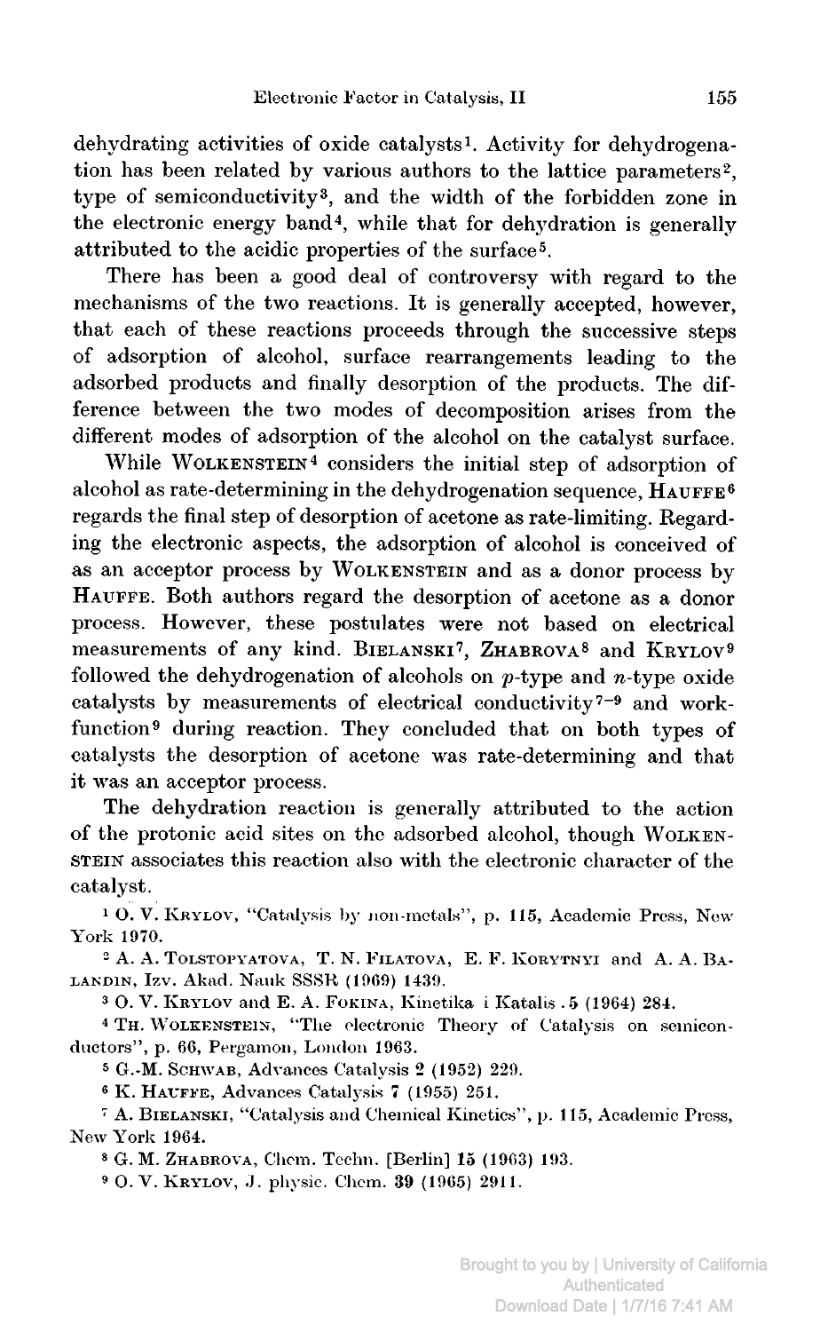dehydrating activities of oxide catalysts[1]. Activity for dehydrogenation has been related by various authors to the lattice parameters[2], type of semiconductivity[3], and the width of the forbidden zone in the electronic energy band[4], while that for dehydration is generally attributed to the acidic properties of the surface[5].

There has been a good deal of controversy with regard to the mechanisms of the two reactions. It is generally accepted, however, that each of these reactions proceeds through the successive steps of adsorption of alcohol, surface rearrangements leading to the adsorbed products and finally desorption of the products. The difference between the two modes of decomposition arises from the different modes of adsorption of the alcohol on the catalyst surface.

While WOLKENSTEIN[4] considers the initial step of adsorption of alcohol as rate-determining in the dehydrogenation sequence, HAUFFE[6] regards the final step of desorption of acetone as rate-limiting. Regarding the electronic aspects, the adsorption of alcohol is conceived of as an acceptor process by WOLKENSTEIN and as a donor process by HAUFFE. Both authors regard the desorption of acetone as a donor process. However, these postulates were not based on electrical measurements of any kind. BIELANSKI[7], ZHABROVA[8] and KRYLOV[9] followed the dehydrogenation of alcohols on *p*-type and *n*-type oxide catalysts by measurements of electrical conductivity[7–9] and work-function[9] during reaction. They concluded that on both types of catalysts the desorption of acetone was rate-determining and that it was an acceptor process.

The dehydration reaction is generally attributed to the action of the protonic acid sites on the adsorbed alcohol, though WOLKENSTEIN associates this reaction also with the electronic character of the catalyst.

[1] O. V. KRYLOV, "Catalysis by non-metals", p. 115, Academic Press, New York 1970.

[2] A. A. TOLSTOPYATOVA, T. N. FILATOVA, E. F. KORYTNYI and A. A. BALANDIN, Izv. Akad. Nauk SSSR (1969) 1439.

[3] O. V. KRYLOV and E. A. FOKINA, Kinetika i Katalis. 5 (1964) 284.

[4] TH. WOLKENSTEIN, "The electronic Theory of Catalysis on semiconductors", p. 66, Pergamon, London 1963.

[5] G.-M. SCHWAB, Advances Catalysis 2 (1952) 229.

[6] K. HAUFFE, Advances Catalysis 7 (1955) 251.

[7] A. BIELANSKI, "Catalysis and Chemical Kinetics", p. 115, Academic Press, New York 1964.

[8] G. M. ZHABROVA, Chem. Techn. [Berlin] 15 (1963) 193.

[9] O. V. KRYLOV, J. physic. Chem. 39 (1965) 2911.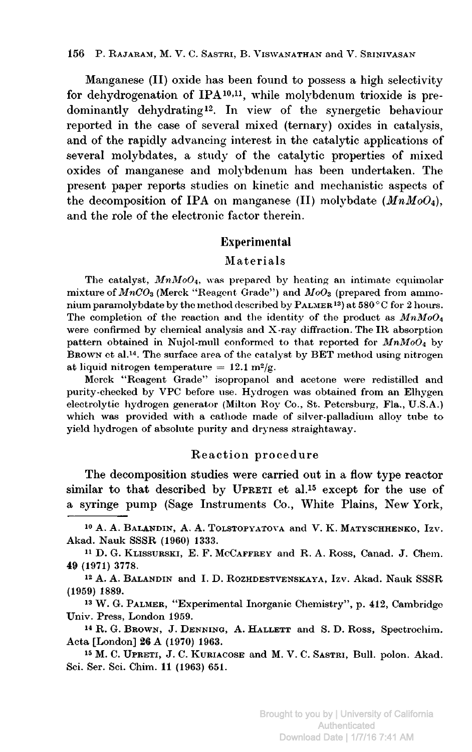Manganese (II) oxide has been found to possess a high selectivity for dehydrogenation of IPA[10,11], while molybdenum trioxide is predominantly dehydrating[12]. In view of the synergetic behaviour reported in the case of several mixed (ternary) oxides in catalysis, and of the rapidly advancing interest in the catalytic applications of several molybdates, a study of the catalytic properties of mixed oxides of manganese and molybdenum has been undertaken. The present paper reports studies on kinetic and mechanistic aspects of the decomposition of IPA on manganese (II) molybdate ($MnMoO_4$), and the role of the electronic factor therein.

## Experimental

### Materials

The catalyst, $MnMoO_4$, was prepared by heating an intimate equimolar mixture of $MnCO_3$ (Merck "Reagent Grade") and $MoO_3$ (prepared from ammonium paramolybdate by the method described by PALMER[13]) at 580 °C for 2 hours. The completion of the reaction and the identity of the product as $MnMoO_4$ were confirmed by chemical analysis and X-ray diffraction. The IR absorption pattern obtained in Nujol-mull conformed to that reported for $MnMoO_4$ by BROWN et al.[14]. The surface area of the catalyst by BET method using nitrogen at liquid nitrogen temperature = 12.1 $m^2/g$.

Merck "Reagent Grade" isopropanol and acetone were redistilled and purity-checked by VPC before use. Hydrogen was obtained from an Elhygen electrolytic hydrogen generator (Milton Roy Co., St. Petersburg, Fla., U.S.A.) which was provided with a cathode made of silver-palladium alloy tube to yield hydrogen of absolute purity and dryness straightaway.

### Reaction procedure

The decomposition studies were carried out in a flow type reactor similar to that described by UPRETI et al.[15] except for the use of a syringe pump (Sage Instruments Co., White Plains, New York,

---

[10] A. A. BALANDIN, A. A. TOLSTOPYATOVA and V. K. MATYSCHHENKO, Izv. Akad. Nauk SSSR (1960) 1333.

[11] D. G. KLISSURSKI, E. F. MCCAFFREY and R. A. ROSS, Canad. J. Chem. 49 (1971) 3778.

[12] A. A. BALANDIN and I. D. ROZHDESTVENSKAYA, Izv. Akad. Nauk SSSR (1959) 1889.

[13] W. G. PALMER, "Experimental Inorganic Chemistry", p. 412, Cambridge Univ. Press, London 1959.

[14] R. G. BROWN, J. DENNING, A. HALLETT and S. D. ROSS, Spectrochim. Acta [London] 26 A (1970) 1963.

[15] M. C. UPRETI, J. C. KURIACOSE and M. V. C. SASTRI, Bull. polon. Akad. Sci. Ser. Sci. Chim. 11 (1963) 651.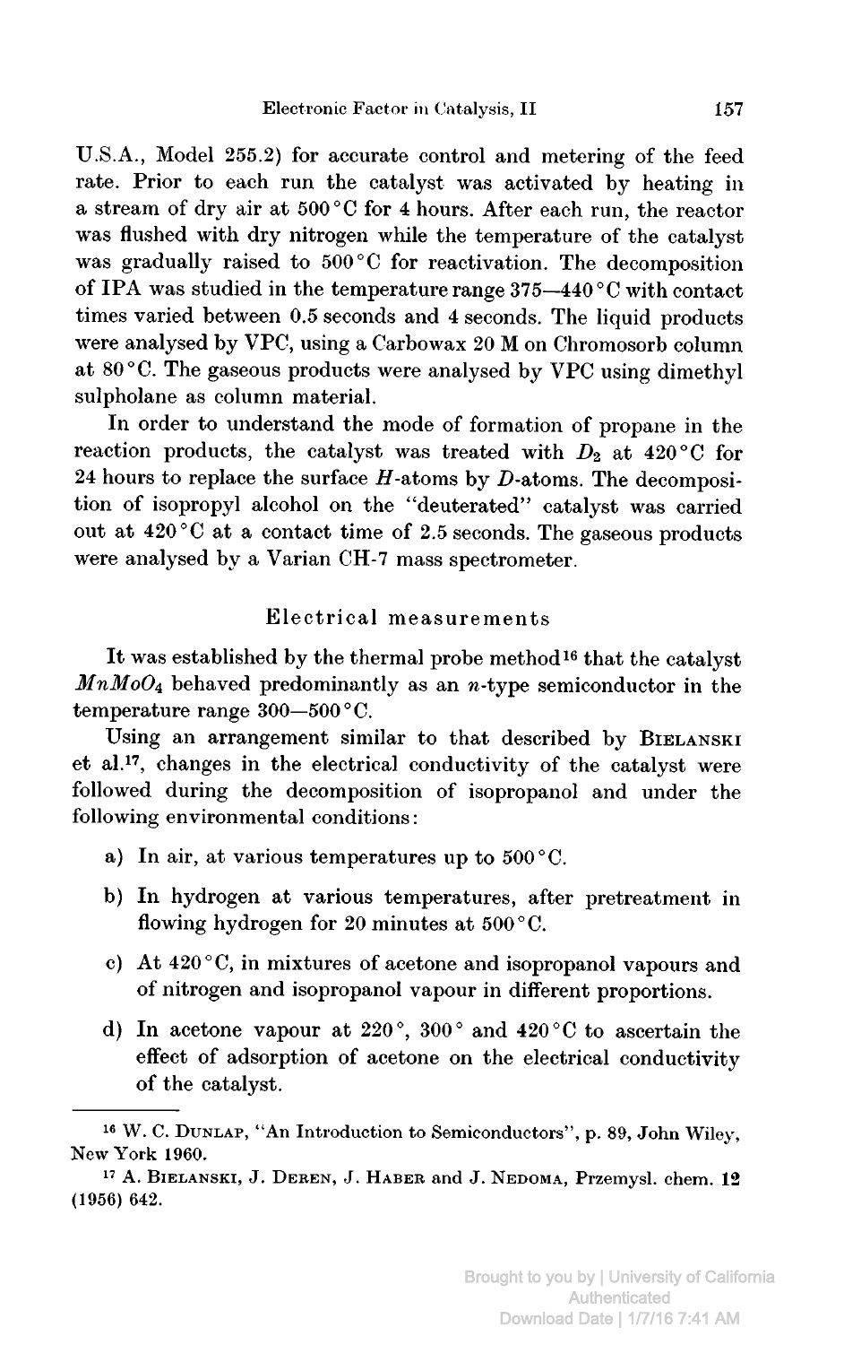U.S.A., Model 255.2) for accurate control and metering of the feed rate. Prior to each run the catalyst was activated by heating in a stream of dry air at 500 °C for 4 hours. After each run, the reactor was flushed with dry nitrogen while the temperature of the catalyst was gradually raised to 500 °C for reactivation. The decomposition of IPA was studied in the temperature range 375—440 °C with contact times varied between 0.5 seconds and 4 seconds. The liquid products were analysed by VPC, using a Carbowax 20 M on Chromosorb column at 80 °C. The gaseous products were analysed by VPC using dimethyl sulpholane as column material.

In order to understand the mode of formation of propane in the reaction products, the catalyst was treated with $D_2$ at 420 °C for 24 hours to replace the surface $H$-atoms by $D$-atoms. The decomposition of isopropyl alcohol on the "deuterated" catalyst was carried out at 420 °C at a contact time of 2.5 seconds. The gaseous products were analysed by a Varian CH-7 mass spectrometer.

## Electrical measurements

It was established by the thermal probe method[16] that the catalyst $MnMoO_4$ behaved predominantly as an $n$-type semiconductor in the temperature range 300—500 °C.

Using an arrangement similar to that described by Bielanski et al.[17], changes in the electrical conductivity of the catalyst were followed during the decomposition of isopropanol and under the following environmental conditions:

a) In air, at various temperatures up to 500 °C.

b) In hydrogen at various temperatures, after pretreatment in flowing hydrogen for 20 minutes at 500 °C.

c) At 420 °C, in mixtures of acetone and isopropanol vapours and of nitrogen and isopropanol vapour in different proportions.

d) In acetone vapour at 220 °, 300 ° and 420 °C to ascertain the effect of adsorption of acetone on the electrical conductivity of the catalyst.

---

[16] W. C. Dunlap, "An Introduction to Semiconductors", p. 89, John Wiley, New York 1960.

[17] A. Bielanski, J. Deren, J. Haber and J. Nedoma, Przemysl. chem. **12** (1956) 642.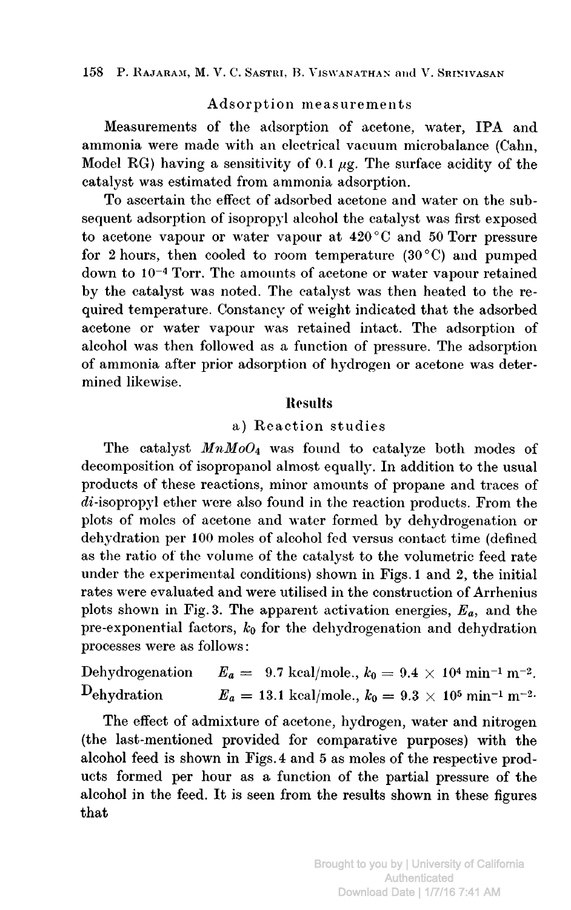### Adsorption measurements

Measurements of the adsorption of acetone, water, IPA and ammonia were made with an electrical vacuum microbalance (Cahn, Model RG) having a sensitivity of 0.1 $\mu g$. The surface acidity of the catalyst was estimated from ammonia adsorption.

To ascertain the effect of adsorbed acetone and water on the subsequent adsorption of isopropyl alcohol the catalyst was first exposed to acetone vapour or water vapour at 420 °C and 50 Torr pressure for 2 hours, then cooled to room temperature (30 °C) and pumped down to $10^{-4}$ Torr. The amounts of acetone or water vapour retained by the catalyst was noted. The catalyst was then heated to the required temperature. Constancy of weight indicated that the adsorbed acetone or water vapour was retained intact. The adsorption of alcohol was then followed as a function of pressure. The adsorption of ammonia after prior adsorption of hydrogen or acetone was determined likewise.

## Results

### a) Reaction studies

The catalyst $MnMoO_4$ was found to catalyze both modes of decomposition of isopropanol almost equally. In addition to the usual products of these reactions, minor amounts of propane and traces of *di*-isopropyl ether were also found in the reaction products. From the plots of moles of acetone and water formed by dehydrogenation or dehydration per 100 moles of alcohol fed versus contact time (defined as the ratio of the volume of the catalyst to the volumetric feed rate under the experimental conditions) shown in Figs. 1 and 2, the initial rates were evaluated and were utilised in the construction of Arrhenius plots shown in Fig. 3. The apparent activation energies, $E_a$, and the pre-exponential factors, $k_0$ for the dehydrogenation and dehydration processes were as follows:

Dehydrogenation $E_a = 9.7$ kcal/mole., $k_0 = 9.4 \times 10^4$ min$^{-1}$ m$^{-2}$.

Dehydration $E_a = 13.1$ kcal/mole., $k_0 = 9.3 \times 10^5$ min$^{-1}$ m$^{-2}$.

The effect of admixture of acetone, hydrogen, water and nitrogen (the last-mentioned provided for comparative purposes) with the alcohol feed is shown in Figs. 4 and 5 as moles of the respective products formed per hour as a function of the partial pressure of the alcohol in the feed. It is seen from the results shown in these figures that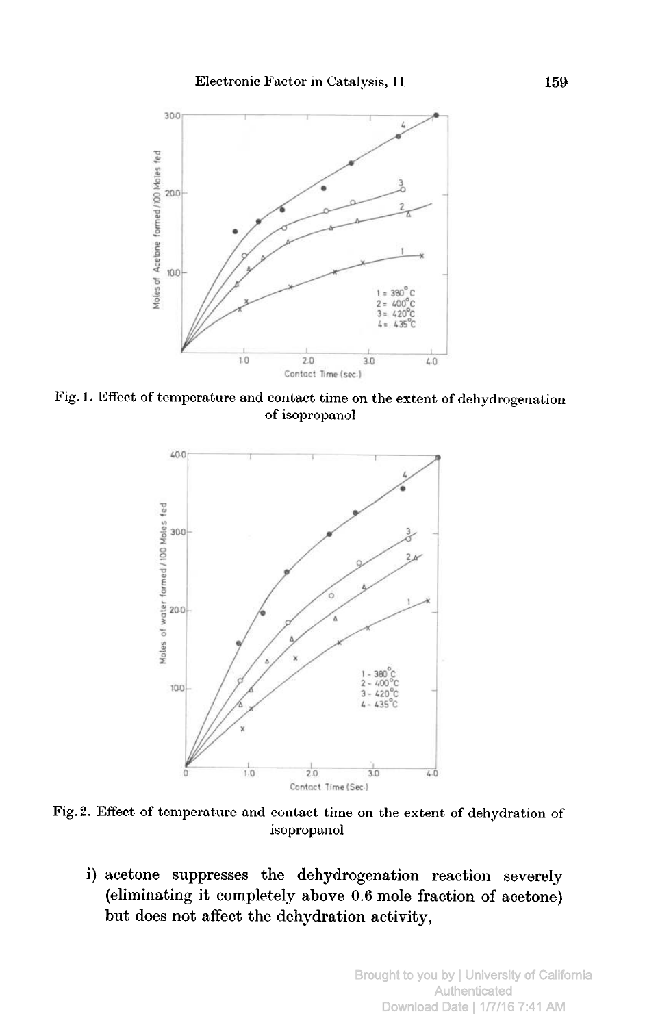Fig. 1. Effect of temperature and contact time on the extent of dehydrogenation of isopropanol

Fig. 2. Effect of temperature and contact time on the extent of dehydration of isopropanol

i) acetone suppresses the dehydrogenation reaction severely (eliminating it completely above 0.6 mole fraction of acetone) but does not affect the dehydration activity,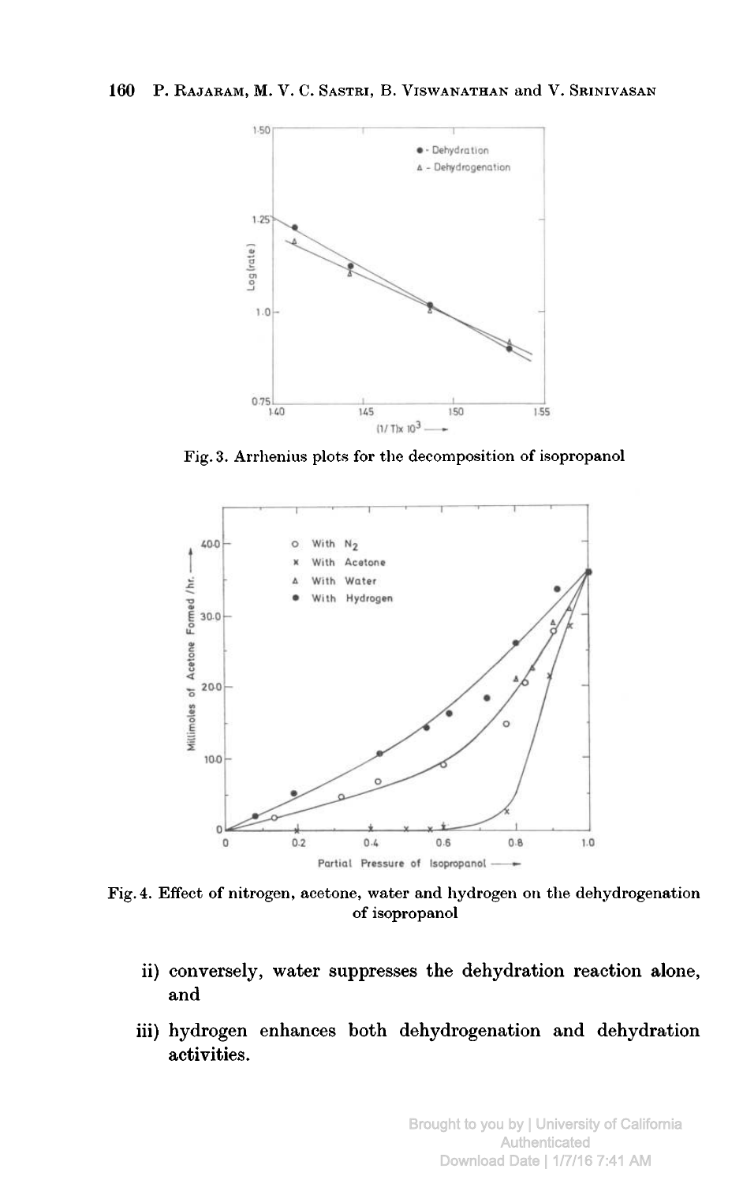Fig. 3. Arrhenius plots for the decomposition of isopropanol

Fig. 4. Effect of nitrogen, acetone, water and hydrogen on the dehydrogenation of isopropanol

ii) conversely, water suppresses the dehydration reaction alone, and

iii) hydrogen enhances both dehydrogenation and dehydration activities.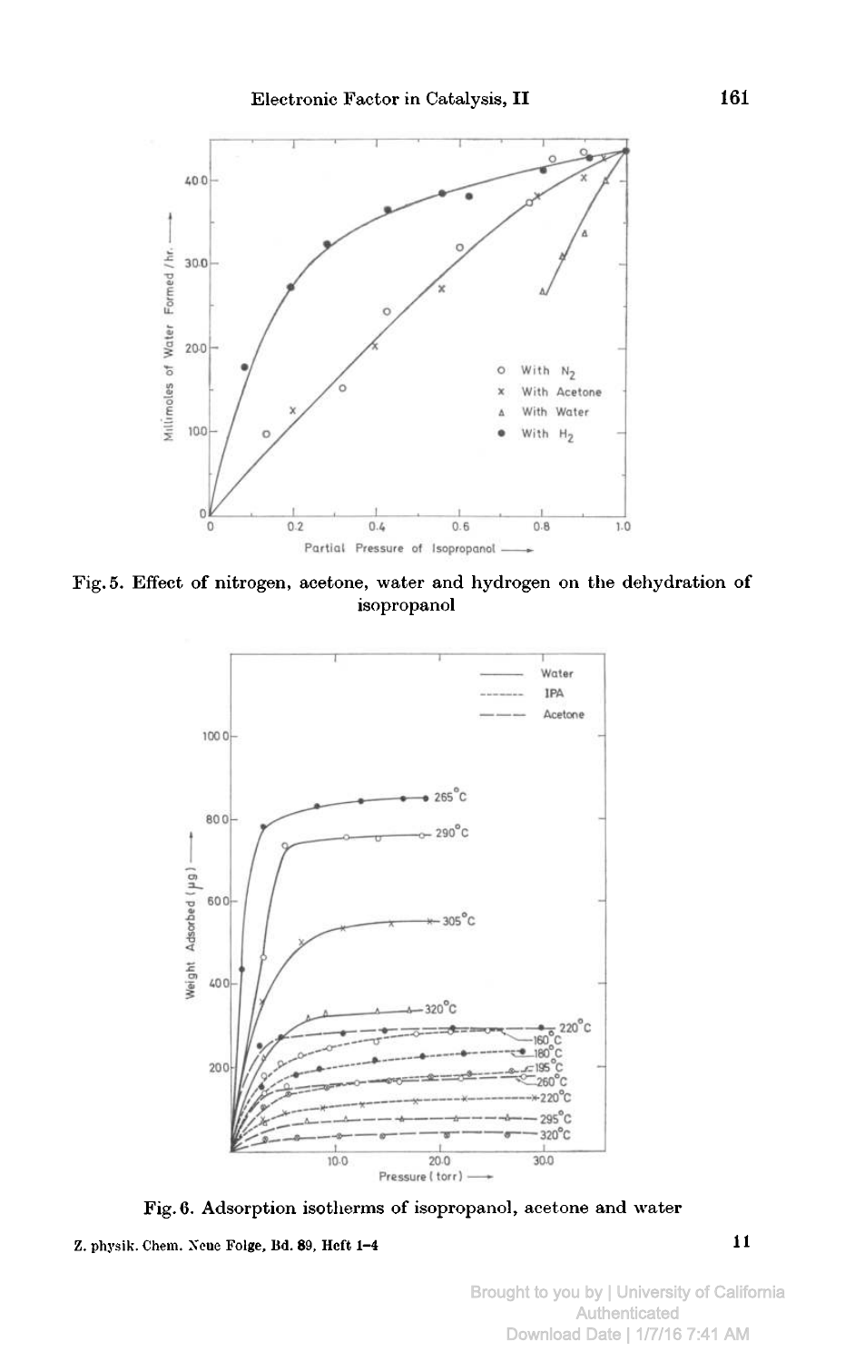Fig. 5. Effect of nitrogen, acetone, water and hydrogen on the dehydration of isopropanol

Fig. 6. Adsorption isotherms of isopropanol, acetone and water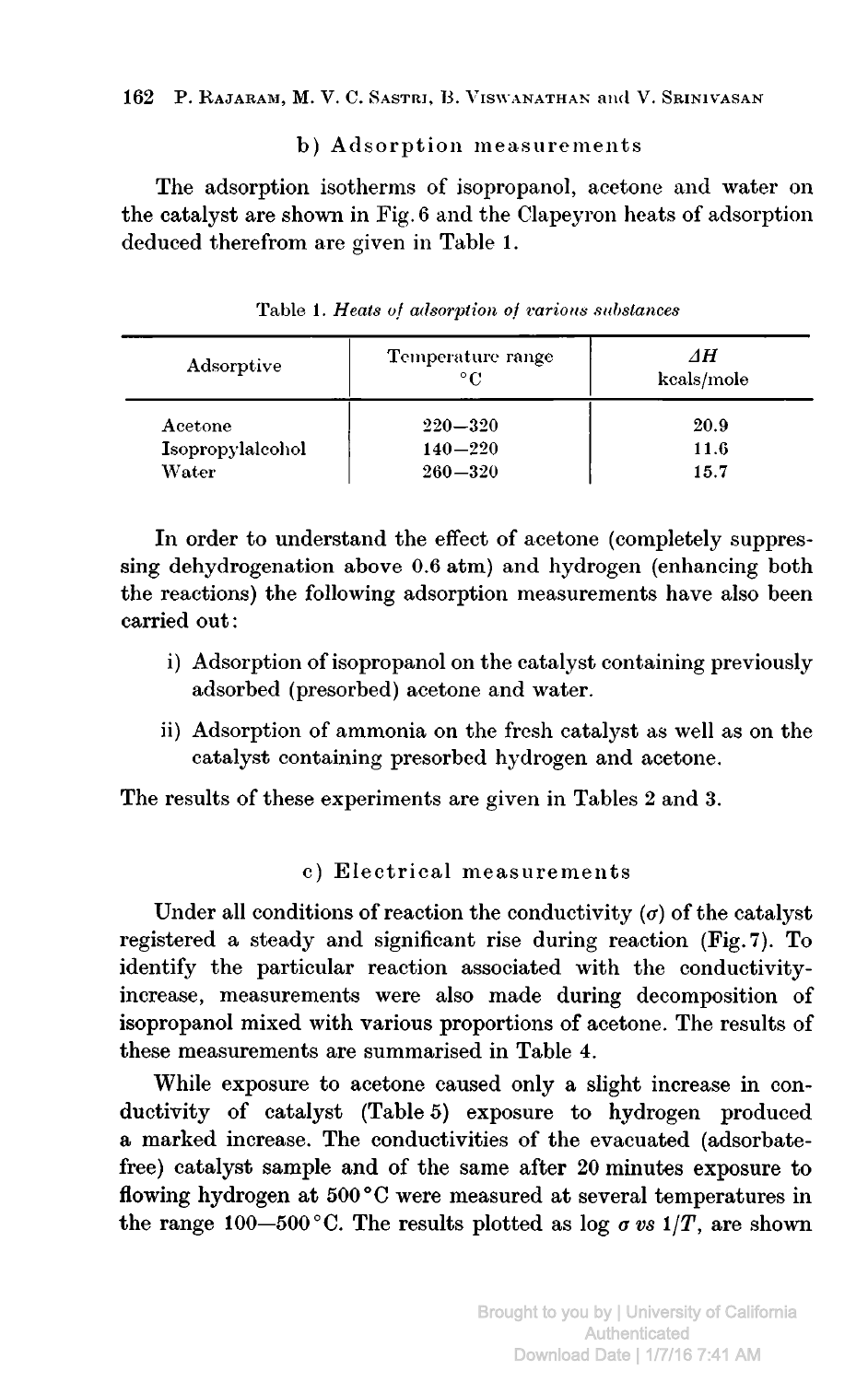### b) Adsorption measurements

The adsorption isotherms of isopropanol, acetone and water on the catalyst are shown in Fig. 6 and the Clapeyron heats of adsorption deduced therefrom are given in Table 1.

Table 1. *Heats of adsorption of various substances*

| Adsorptive | Temperature range °C | $\Delta H$ kcals/mole |
|---|---|---|
| Acetone | 220—320 | 20.9 |
| Isopropylalcohol | 140—220 | 11.6 |
| Water | 260—320 | 15.7 |

In order to understand the effect of acetone (completely suppressing dehydrogenation above 0.6 atm) and hydrogen (enhancing both the reactions) the following adsorption measurements have also been carried out:

i) Adsorption of isopropanol on the catalyst containing previously adsorbed (presorbed) acetone and water.

ii) Adsorption of ammonia on the fresh catalyst as well as on the catalyst containing presorbed hydrogen and acetone.

The results of these experiments are given in Tables 2 and 3.

### c) Electrical measurements

Under all conditions of reaction the conductivity ($\sigma$) of the catalyst registered a steady and significant rise during reaction (Fig. 7). To identify the particular reaction associated with the conductivity-increase, measurements were also made during decomposition of isopropanol mixed with various proportions of acetone. The results of these measurements are summarised in Table 4.

While exposure to acetone caused only a slight increase in conductivity of catalyst (Table 5) exposure to hydrogen produced a marked increase. The conductivities of the evacuated (adsorbate-free) catalyst sample and of the same after 20 minutes exposure to flowing hydrogen at 500 °C were measured at several temperatures in the range 100—500 °C. The results plotted as log $\sigma$ *vs* $1/T$, are shown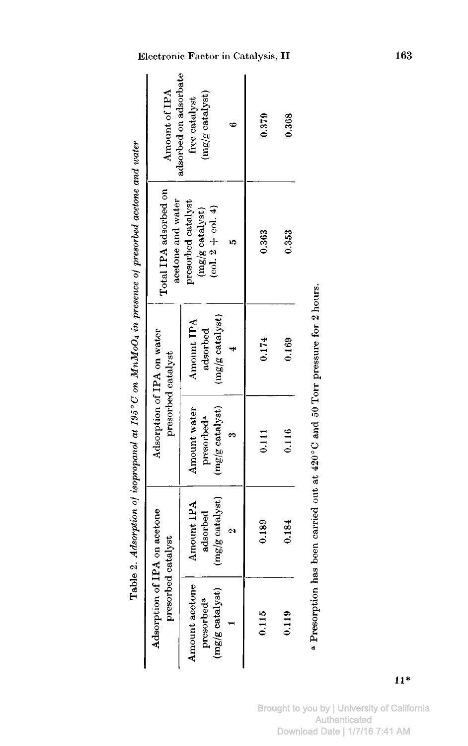Table 2. *Adsorption of isopropanol at 195 °C on $MnMoO_4$ in presence of presorbed acetone and water*

| Adsorption of IPA on acetone presorbed catalyst | | Adsorption of IPA on water presorbed catalyst | | Total IPA adsorbed on acetone and water presorbed catalyst (mg/g catalyst) (col. 2 + col. 4) | Amount of IPA adsorbed on adsorbate free catalyst (mg/g catalyst) |
|---|---|---|---|---|---|
| Amount acetone presorbed[a] (mg/g catalyst) | Amount IPA adsorbed (mg/g catalyst) | Amount water presorbed[a] (mg/g catalyst) | Amount IPA adsorbed (mg/g catalyst) | | |
| 1 | 2 | 3 | 4 | 5 | 6 |
| 0.115 | 0.180 | 0.111 | 0.174 | 0.363 | 0.379 |
| 0.119 | 0.184 | 0.116 | 0.169 | 0.353 | 0.368 |

[a] Presorption has been carried out at 420 °C and 50 Torr pressure for 2 hours.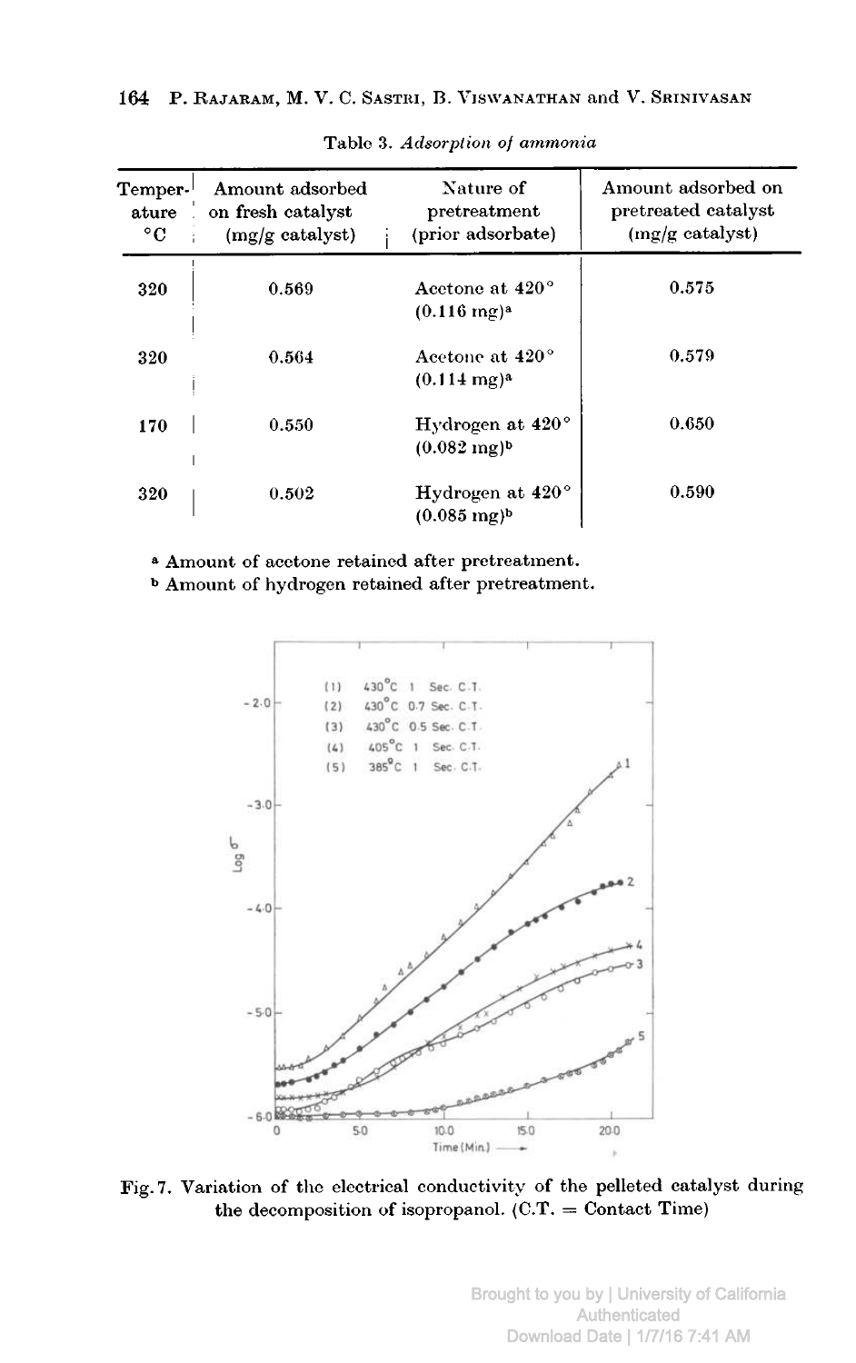Table 3. *Adsorption of ammonia*

| Temperature °C | Amount adsorbed on fresh catalyst (mg/g catalyst) | Nature of pretreatment (prior adsorbate) | Amount adsorbed on pretreated catalyst (mg/g catalyst) |
|---|---|---|---|
| 320 | 0.569 | Acetone at 420° (0.116 mg)[a] | 0.575 |
| 320 | 0.564 | Acetone at 420° (0.114 mg)[a] | 0.579 |
| 170 | 0.550 | Hydrogen at 420° (0.082 mg)[b] | 0.650 |
| 320 | 0.502 | Hydrogen at 420° (0.085 mg)[b] | 0.590 |

[a] Amount of acetone retained after pretreatment.
[b] Amount of hydrogen retained after pretreatment.

Fig. 7. Variation of the electrical conductivity of the pelleted catalyst during the decomposition of isopropanol. (C.T. = Contact Time)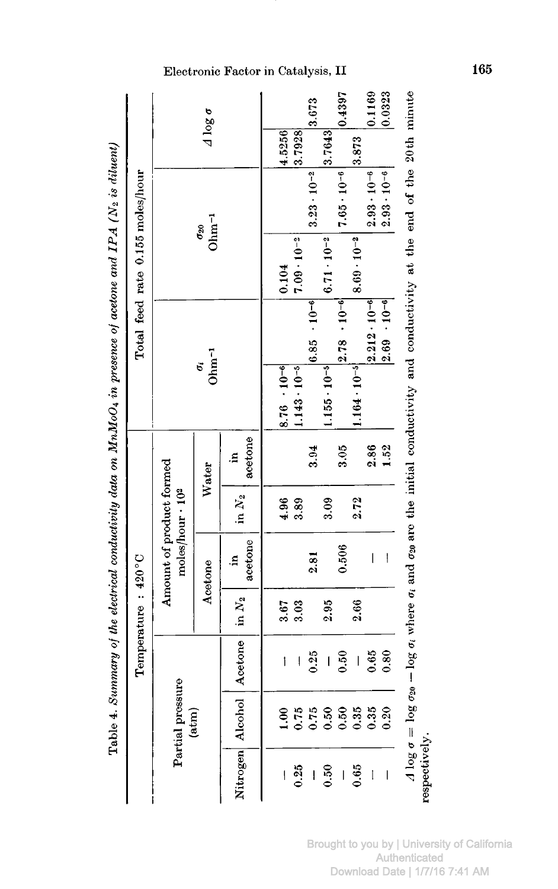Table 4. *Summary of the electrical conductivity data on $MnMoO_4$ in presence of acetone and IPA ($N_2$ is diluent)*

| Temperature : 420°C | | | | | | | Total feed rate 0.155 moles/hour | | |
|---|---|---|---|---|---|---|---|---|---|
| Partial pressure (atm) | | | Amount of product formed moles/hour $\cdot 10^2$ | | | | $\sigma_i$ $\text{Ohm}^{-1}$ | $\sigma_{20}$ $\text{Ohm}^{-1}$ | $\Delta \log \sigma$ |
| | | | Acetone | | Water | | | | |
| Nitrogen | Alcohol | Acetone | in $N_2$ | in acetone | in $N_2$ | in acetone | | | |
| — | 1.00 | — | 3.67 | | 4.96 | | $8.76 \cdot 10^{-6}$ | 0.104 | 4.5256 |
| 0.25 | 0.75 | — | 3.03 | | 3.89 | | $1.143 \cdot 10^{-5}$ | $7.09 \cdot 10^{-2}$ | 3.7928 |
| — | 0.75 | 0.25 | | 2.81 | | 3.94 | $6.85 \cdot 10^{-6}$ | $3.23 \cdot 10^{-2}$ | 3.673 |
| 0.50 | 0.50 | — | 2.95 | | 3.09 | | $1.155 \cdot 10^{-5}$ | $6.71 \cdot 10^{-2}$ | 3.7643 |
| — | 0.50 | 0.50 | | 0.506 | | 3.05 | $2.78 \cdot 10^{-6}$ | $7.65 \cdot 10^{-6}$ | 0.4397 |
| 0.65 | 0.35 | — | 2.66 | | 2.72 | | $1.164 \cdot 10^{-5}$ | $8.69 \cdot 10^{-2}$ | 3.873 |
| — | 0.35 | 0.65 | | — | | 2.86 | $2.212 \cdot 10^{-6}$ | $2.93 \cdot 10^{-6}$ | 0.1169 |
| — | 0.20 | 0.80 | | — | | 1.52 | $2.69 \cdot 10^{-6}$ | $2.93 \cdot 10^{-6}$ | 0.0323 |

$\Delta \log \sigma = \log \sigma_{20} - \log \sigma_i$ where $\sigma_i$ and $\sigma_{20}$ are the initial conductivity and conductivity at the end of the 20th minute respectively.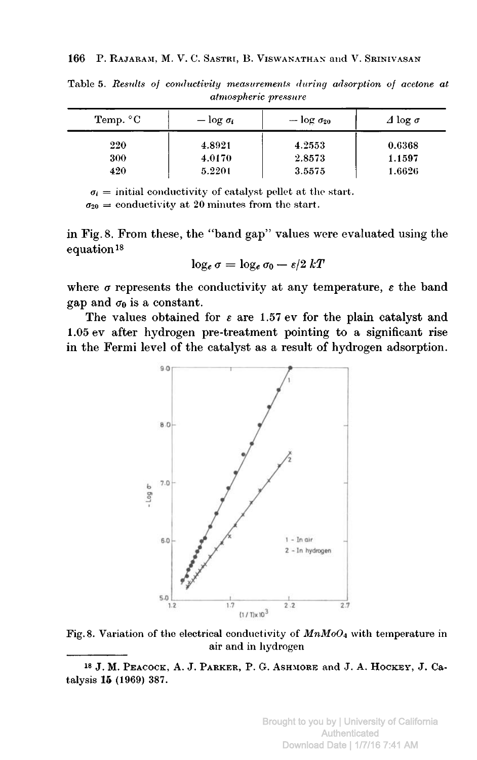Table 5. *Results of conductivity measurements during adsorption of acetone at atmospheric pressure*

| Temp. °C | $-\log \sigma_i$ | $-\log \sigma_{20}$ | $\Delta \log \sigma$ |
|---|---|---|---|
| 220 | 4.8921 | 4.2553 | 0.6368 |
| 300 | 4.0170 | 2.8573 | 1.1597 |
| 420 | 5.2201 | 3.5575 | 1.6626 |

$\sigma_i$ = initial conductivity of catalyst pellet at the start.
$\sigma_{20}$ = conductivity at 20 minutes from the start.

in Fig. 8. From these, the "band gap" values were evaluated using the equation[18]

$$\log_e \sigma = \log_e \sigma_0 - \varepsilon/2\,kT$$

where $\sigma$ represents the conductivity at any temperature, $\varepsilon$ the band gap and $\sigma_0$ is a constant.

The values obtained for $\varepsilon$ are 1.57 ev for the plain catalyst and 1.05 ev after hydrogen pre-treatment pointing to a significant rise in the Fermi level of the catalyst as a result of hydrogen adsorption.

Fig. 8. Variation of the electrical conductivity of $MnMoO_4$ with temperature in air and in hydrogen

[18] J. M. Peacock, A. J. Parker, P. G. Ashmore and J. A. Hockey, J. Catalysis **15** (1969) 387.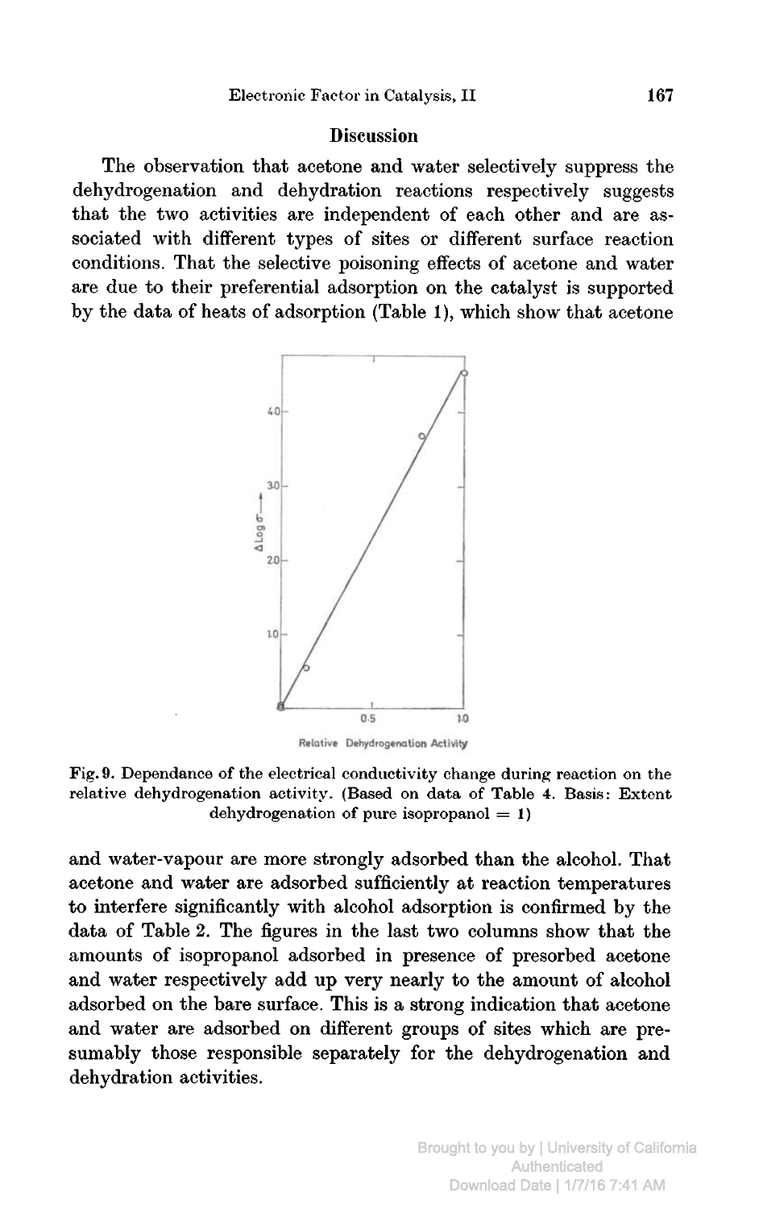## Discussion

The observation that acetone and water selectively suppress the dehydrogenation and dehydration reactions respectively suggests that the two activities are independent of each other and are associated with different types of sites or different surface reaction conditions. That the selective poisoning effects of acetone and water are due to their preferential adsorption on the catalyst is supported by the data of heats of adsorption (Table 1), which show that acetone

Fig. 9. Dependance of the electrical conductivity change during reaction on the relative dehydrogenation activity. (Based on data of Table 4. Basis: Extent dehydrogenation of pure isopropanol = 1)

and water-vapour are more strongly adsorbed than the alcohol. That acetone and water are adsorbed sufficiently at reaction temperatures to interfere significantly with alcohol adsorption is confirmed by the data of Table 2. The figures in the last two columns show that the amounts of isopropanol adsorbed in presence of presorbed acetone and water respectively add up very nearly to the amount of alcohol adsorbed on the bare surface. This is a strong indication that acetone and water are adsorbed on different groups of sites which are presumably those responsible separately for the dehydrogenation and dehydration activities.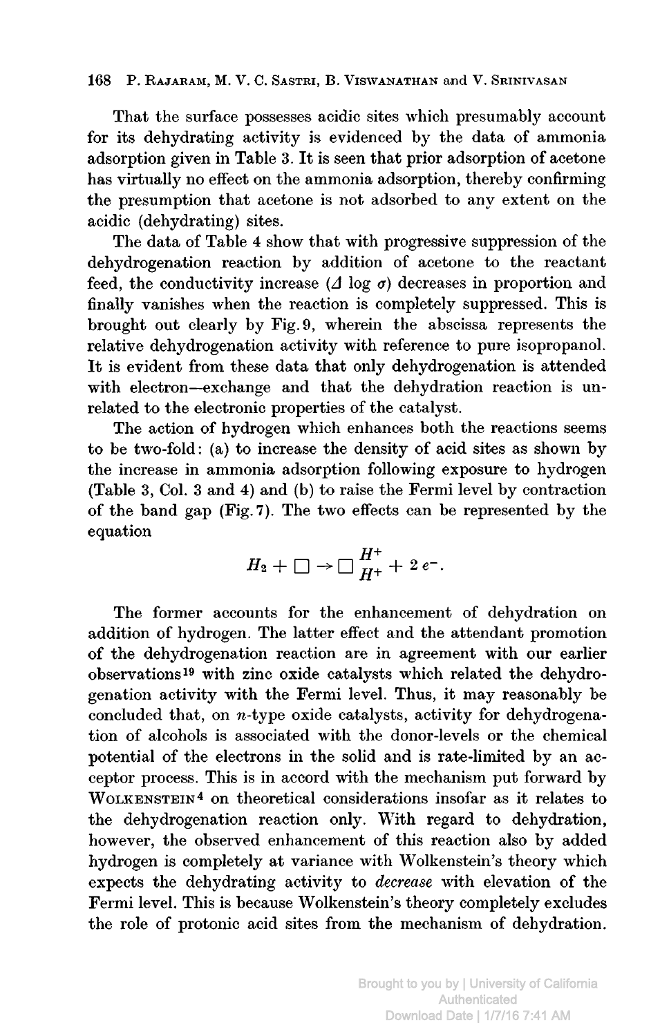That the surface possesses acidic sites which presumably account for its dehydrating activity is evidenced by the data of ammonia adsorption given in Table 3. It is seen that prior adsorption of acetone has virtually no effect on the ammonia adsorption, thereby confirming the presumption that acetone is not adsorbed to any extent on the acidic (dehydrating) sites.

The data of Table 4 show that with progressive suppression of the dehydrogenation reaction by addition of acetone to the reactant feed, the conductivity increase ($\Delta \log \sigma$) decreases in proportion and finally vanishes when the reaction is completely suppressed. This is brought out clearly by Fig. 9, wherein the abscissa represents the relative dehydrogenation activity with reference to pure isopropanol. It is evident from these data that only dehydrogenation is attended with electron-exchange and that the dehydration reaction is unrelated to the electronic properties of the catalyst.

The action of hydrogen which enhances both the reactions seems to be two-fold: (a) to increase the density of acid sites as shown by the increase in ammonia adsorption following exposure to hydrogen (Table 3, Col. 3 and 4) and (b) to raise the Fermi level by contraction of the band gap (Fig. 7). The two effects can be represented by the equation

$$H_2 + \square \rightarrow \square \genfrac{}{}{0pt}{}{H^+}{H^+} + 2\,e^-.$$

The former accounts for the enhancement of dehydration on addition of hydrogen. The latter effect and the attendant promotion of the dehydrogenation reaction are in agreement with our earlier observations[19] with zinc oxide catalysts which related the dehydrogenation activity with the Fermi level. Thus, it may reasonably be concluded that, on $n$-type oxide catalysts, activity for dehydrogenation of alcohols is associated with the donor-levels or the chemical potential of the electrons in the solid and is rate-limited by an acceptor process. This is in accord with the mechanism put forward by Wolkenstein[4] on theoretical considerations insofar as it relates to the dehydrogenation reaction only. With regard to dehydration, however, the observed enhancement of this reaction also by added hydrogen is completely at variance with Wolkenstein's theory which expects the dehydrating activity to *decrease* with elevation of the Fermi level. This is because Wolkenstein's theory completely excludes the role of protonic acid sites from the mechanism of dehydration.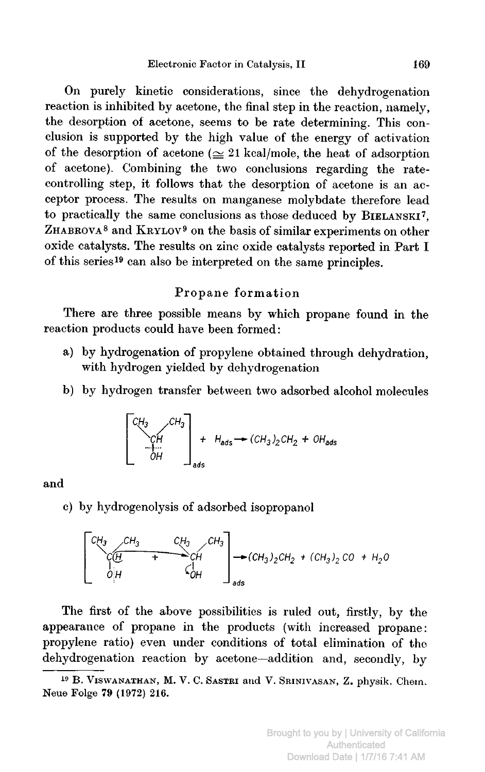On purely kinetic considerations, since the dehydrogenation reaction is inhibited by acetone, the final step in the reaction, namely, the desorption of acetone, seems to be rate determining. This conclusion is supported by the high value of the energy of activation of the desorption of acetone ($\simeq$ 21 kcal/mole, the heat of adsorption of acetone). Combining the two conclusions regarding the rate-controlling step, it follows that the desorption of acetone is an acceptor process. The results on manganese molybdate therefore lead to practically the same conclusions as those deduced by Bielanski[7], Zhabrova[8] and Krylov[9] on the basis of similar experiments on other oxide catalysts. The results on zinc oxide catalysts reported in Part I of this series[19] can also be interpreted on the same principles.

## Propane formation

There are three possible means by which propane found in the reaction products could have been formed:

a) by hydrogenation of propylene obtained through dehydration, with hydrogen yielded by dehydrogenation

b) by hydrogen transfer between two adsorbed alcohol molecules

$$\left[(CH_3)_2CH \cdots OH\right]_{ads} + H_{ads} \rightarrow (CH_3)_2CH_2 + OH_{ads}$$

and

c) by hydrogenolysis of adsorbed isopropanol

$$\left[(CH_3)_2C(H)OH + (CH_3)_2CH\,OH\right]_{ads} \rightarrow (CH_3)_2CH_2 + (CH_3)_2CO + H_2O$$

The first of the above possibilities is ruled out, firstly, by the appearance of propane in the products (with increased propane: propylene ratio) even under conditions of total elimination of the dehydrogenation reaction by acetone–addition and, secondly, by

---

[19] B. Viswanathan, M. V. C. Sastri and V. Srinivasan, Z. physik. Chem. Neue Folge **79** (1972) 216.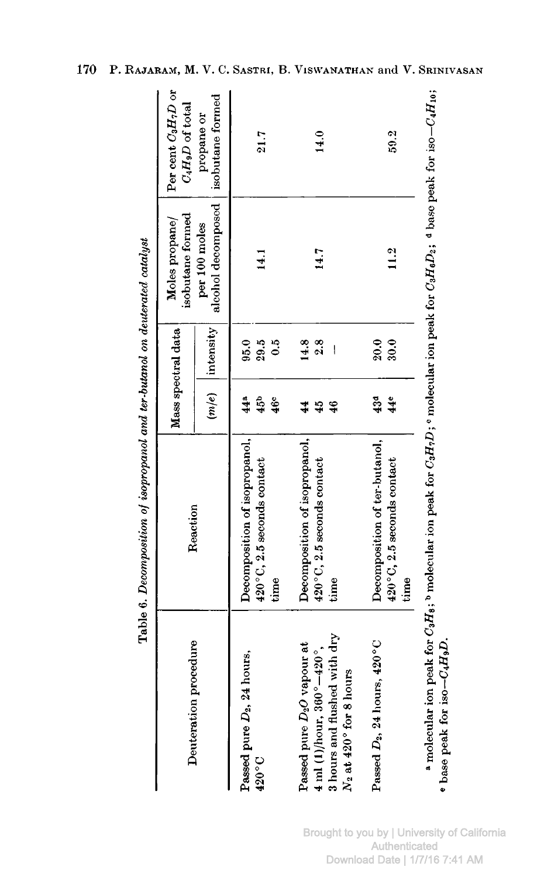Table 6. *Decomposition of isopropanol and ter-butanol on deuterated catalyst*

| Deuteration procedure | Reaction | Mass spectral data | | Moles propane/ isobutane formed per 100 moles alcohol decomposed | Per cent $C_3H_7D$ or $C_4H_9D$ of total propane or isobutane formed |
|---|---|---|---|---|---|
| | | (m/e) | intensity | | |
| Passed pure $D_2$, 24 hours, 420 °C | Decomposition of isopropanol, 420 °C, 2.5 seconds contact time | 44[a] | 95.0 | 14.1 | 21.7 |
| | | 45[b] | 29.5 | | |
| | | 46[c] | 0.5 | | |
| Passed pure $D_2O$ vapour at 4 ml (l)/hour, 360°–420°, 3 hours and flushed with dry $N_2$ at 420° for 8 hours | Decomposition of isopropanol, 420 °C, 2.5 seconds contact time | 44 | 14.8 | 14.7 | 14.0 |
| | | 45 | 2.8 | | |
| | | 46 | — | | |
| Passed $D_2$, 24 hours, 420 °C | Decomposition of ter-butanol, 420 °C, 2.5 seconds contact time | 43[d] | 20.0 | 11.2 | 59.2 |
| | | 44[e] | 30.0 | | |

[a] molecular ion peak for $C_3H_8$; [b] molecular ion peak for $C_3H_7D$; [c] molecular ion peak for $C_3H_6D_2$; [d] base peak for iso-$C_4H_{10}$; [e] base peak for iso-$C_4H_9D$.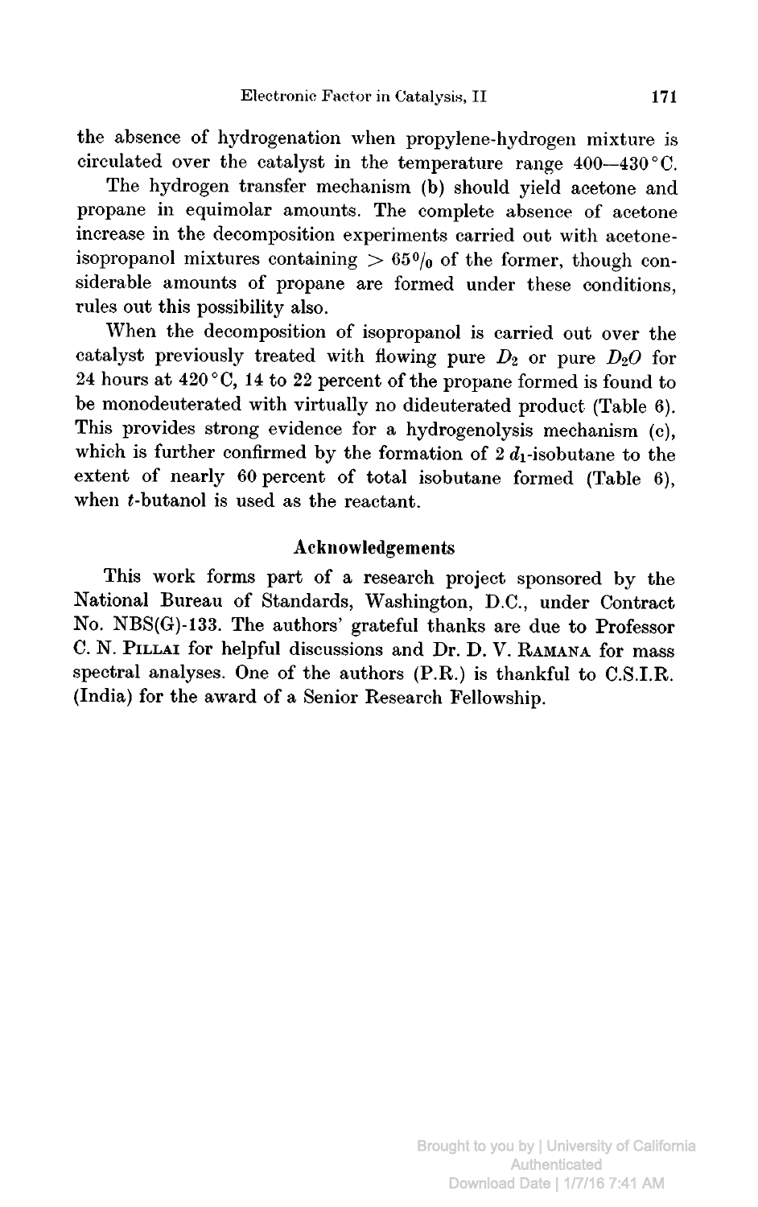the absence of hydrogenation when propylene-hydrogen mixture is circulated over the catalyst in the temperature range 400—430 °C.

The hydrogen transfer mechanism (b) should yield acetone and propane in equimolar amounts. The complete absence of acetone increase in the decomposition experiments carried out with acetone-isopropanol mixtures containing $> 65\%$ of the former, though considerable amounts of propane are formed under these conditions, rules out this possibility also.

When the decomposition of isopropanol is carried out over the catalyst previously treated with flowing pure $D_2$ or pure $D_2O$ for 24 hours at 420 °C, 14 to 22 percent of the propane formed is found to be monodeuterated with virtually no dideuterated product (Table 6). This provides strong evidence for a hydrogenolysis mechanism (c), which is further confirmed by the formation of 2 $d_1$-isobutane to the extent of nearly 60 percent of total isobutane formed (Table 6), when *t*-butanol is used as the reactant.

## Acknowledgements

This work forms part of a research project sponsored by the National Bureau of Standards, Washington, D.C., under Contract No. NBS(G)-133. The authors' grateful thanks are due to Professor C. N. Pillai for helpful discussions and Dr. D. V. Ramana for mass spectral analyses. One of the authors (P.R.) is thankful to C.S.I.R. (India) for the award of a Senior Research Fellowship.